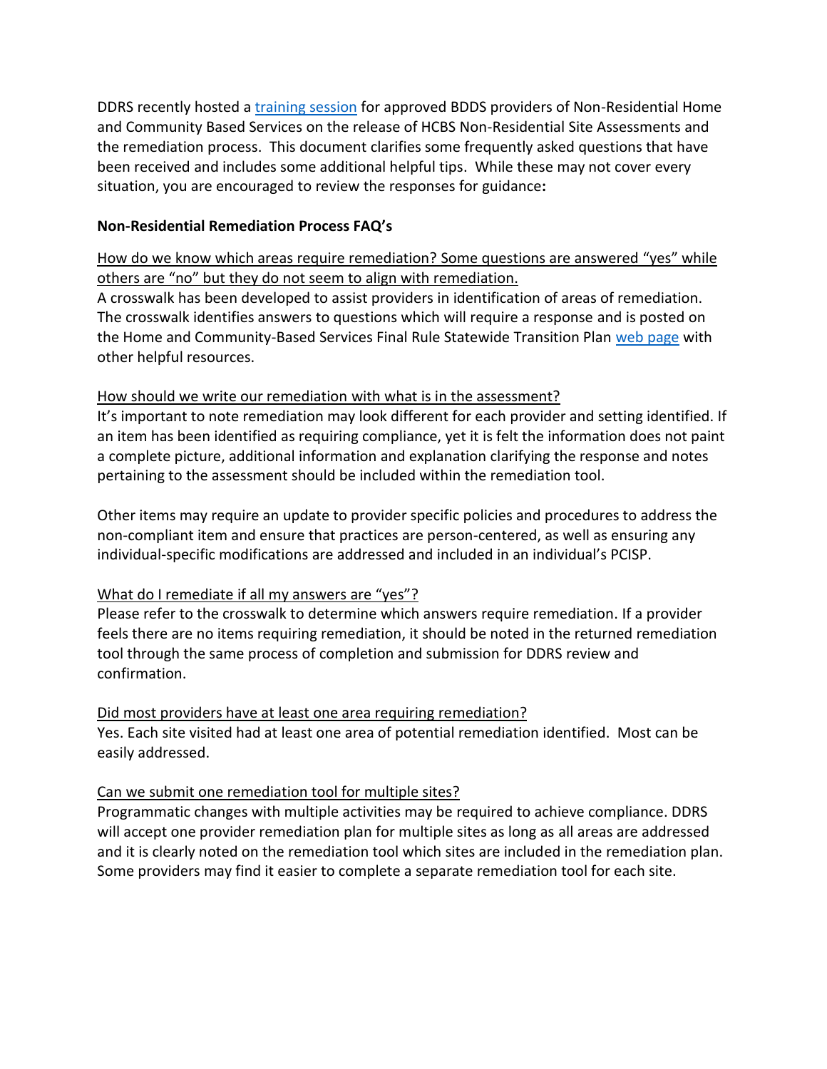DDRS recently hosted a training session for approved BDDS providers of Non-Residential Home and Community Based Services on the release of HCBS Non-Residential Site Assessments and the remediation process. This document clarifies some frequently asked questions that have been received and includes some additional helpful tips. While these may not cover every situation, you are encouraged to review the responses for guidance**:**

**Non-Residential Remediation Process FAQ's**

<u>How do we know which areas require remediation? Some questions are answered "yes" while others are "no" but they do not seem to align with remediation.</u>

A crosswalk has been developed to assist providers in identification of areas of remediation. The crosswalk identifies answers to questions which will require a response and is posted on the Home and Community-Based Services Final Rule Statewide Transition Plan web page with other helpful resources.

<u>How should we write our remediation with what is in the assessment?</u>

It's important to note remediation may look different for each provider and setting identified. If an item has been identified as requiring compliance, yet it is felt the information does not paint a complete picture, additional information and explanation clarifying the response and notes pertaining to the assessment should be included within the remediation tool.

Other items may require an update to provider specific policies and procedures to address the non-compliant item and ensure that practices are person-centered, as well as ensuring any individual-specific modifications are addressed and included in an individual's PCISP.

<u>What do I remediate if all my answers are "yes"?</u>

Please refer to the crosswalk to determine which answers require remediation. If a provider feels there are no items requiring remediation, it should be noted in the returned remediation tool through the same process of completion and submission for DDRS review and confirmation.

<u>Did most providers have at least one area requiring remediation?</u>

Yes. Each site visited had at least one area of potential remediation identified. Most can be easily addressed.

<u>Can we submit one remediation tool for multiple sites?</u>

Programmatic changes with multiple activities may be required to achieve compliance. DDRS will accept one provider remediation plan for multiple sites as long as all areas are addressed and it is clearly noted on the remediation tool which sites are included in the remediation plan. Some providers may find it easier to complete a separate remediation tool for each site.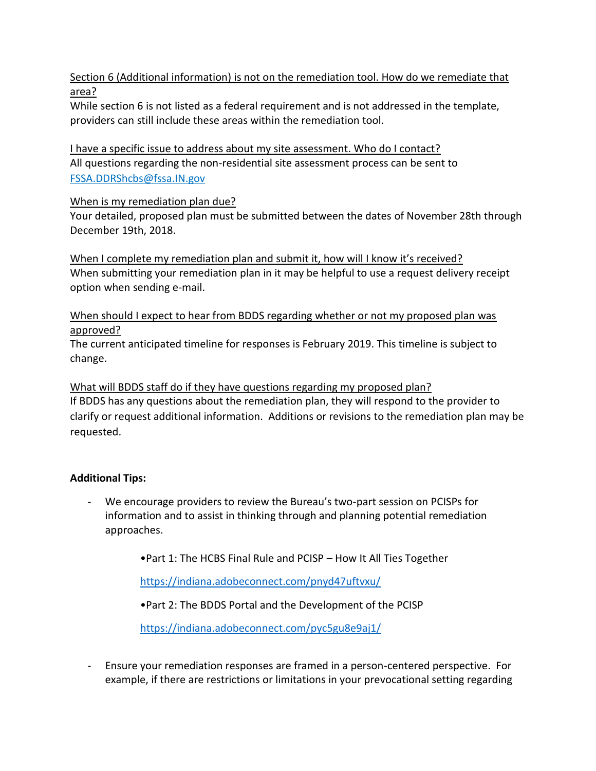<u>Section 6 (Additional information) is not on the remediation tool. How do we remediate that area?</u>
While section 6 is not listed as a federal requirement and is not addressed in the template, providers can still include these areas within the remediation tool.

<u>I have a specific issue to address about my site assessment. Who do I contact?</u>
All questions regarding the non-residential site assessment process can be sent to [FSSA.DDRShcbs@fssa.IN.gov](mailto:FSSA.DDRShcbs@fssa.IN.gov)

<u>When is my remediation plan due?</u>
Your detailed, proposed plan must be submitted between the dates of November 28th through December 19th, 2018.

<u>When I complete my remediation plan and submit it, how will I know it's received?</u>
When submitting your remediation plan in it may be helpful to use a request delivery receipt option when sending e-mail.

<u>When should I expect to hear from BDDS regarding whether or not my proposed plan was approved?</u>
The current anticipated timeline for responses is February 2019. This timeline is subject to change.

<u>What will BDDS staff do if they have questions regarding my proposed plan?</u>
If BDDS has any questions about the remediation plan, they will respond to the provider to clarify or request additional information. Additions or revisions to the remediation plan may be requested.

**Additional Tips:**

- We encourage providers to review the Bureau's two-part session on PCISPs for information and to assist in thinking through and planning potential remediation approaches.

  - Part 1: The HCBS Final Rule and PCISP – How It All Ties Together

    https://indiana.adobeconnect.com/pnyd47uftvxu/

  - Part 2: The BDDS Portal and the Development of the PCISP

    https://indiana.adobeconnect.com/pyc5gu8e9aj1/

- Ensure your remediation responses are framed in a person-centered perspective. For example, if there are restrictions or limitations in your prevocational setting regarding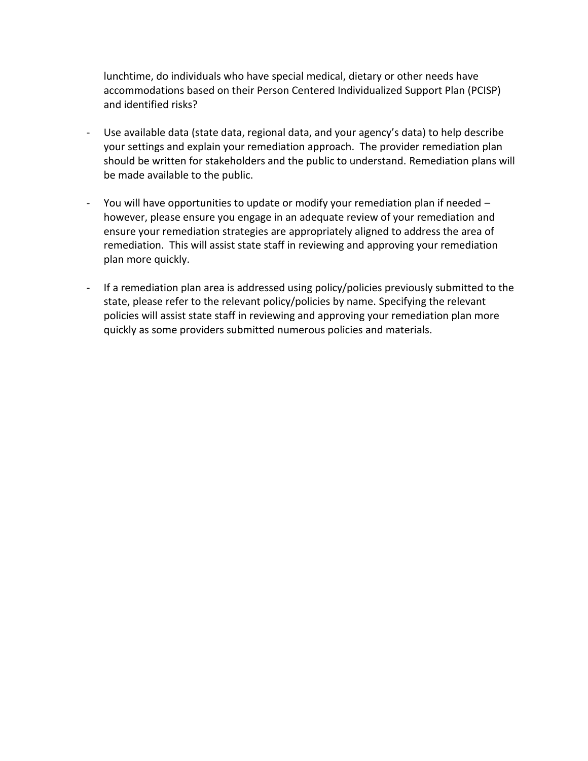lunchtime, do individuals who have special medical, dietary or other needs have accommodations based on their Person Centered Individualized Support Plan (PCISP) and identified risks?

- Use available data (state data, regional data, and your agency's data) to help describe your settings and explain your remediation approach. The provider remediation plan should be written for stakeholders and the public to understand. Remediation plans will be made available to the public.

- You will have opportunities to update or modify your remediation plan if needed – however, please ensure you engage in an adequate review of your remediation and ensure your remediation strategies are appropriately aligned to address the area of remediation. This will assist state staff in reviewing and approving your remediation plan more quickly.

- If a remediation plan area is addressed using policy/policies previously submitted to the state, please refer to the relevant policy/policies by name. Specifying the relevant policies will assist state staff in reviewing and approving your remediation plan more quickly as some providers submitted numerous policies and materials.